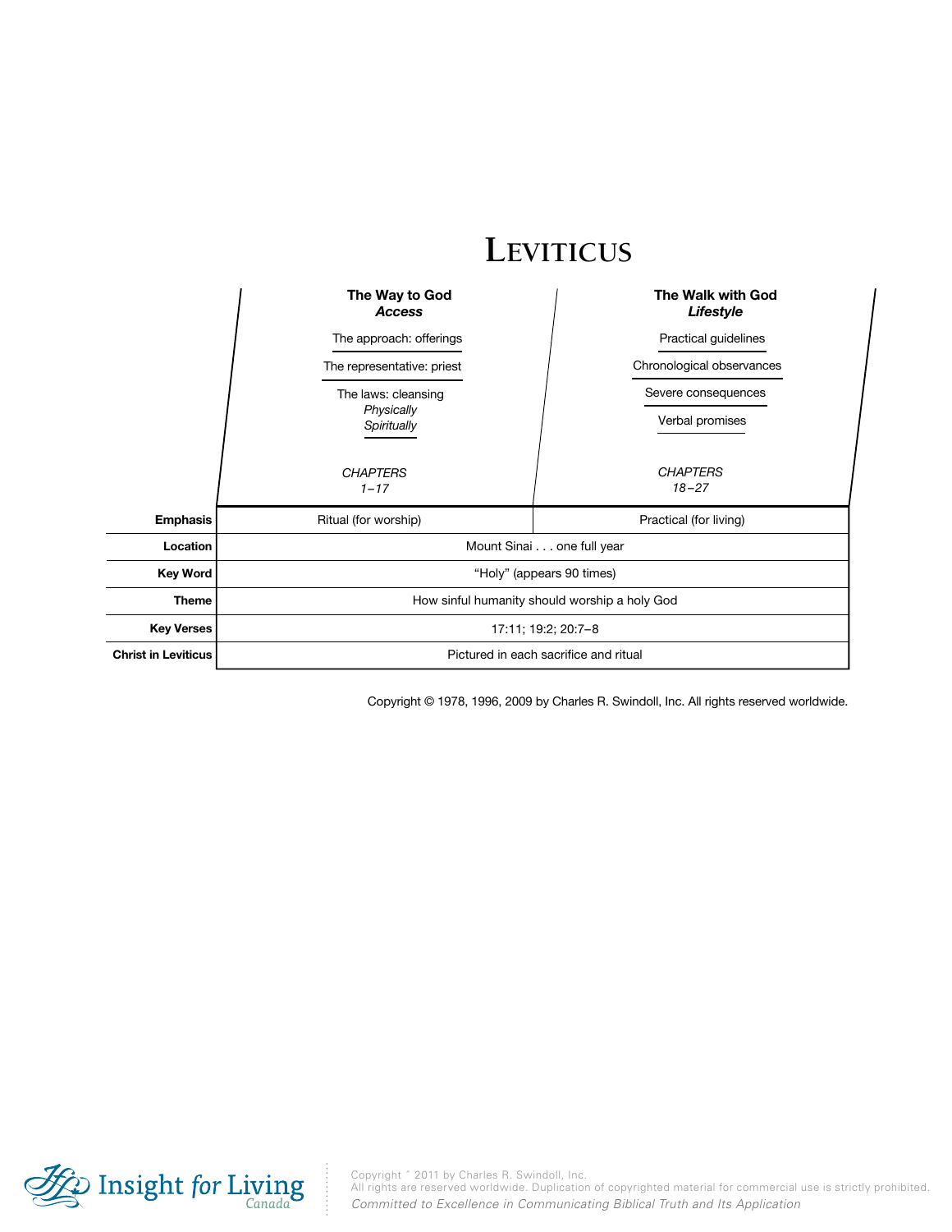# Leviticus

| | The Way to God<br>*Access* | The Walk with God<br>*Lifestyle* |
|---|---|---|
| | The approach: offerings<br>The representative: priest<br>The laws: cleansing<br>*Physically*<br>*Spiritually* | Practical guidelines<br>Chronological observances<br>Severe consequences<br>Verbal promises |
| | *CHAPTERS*<br>*1–17* | *CHAPTERS*<br>*18–27* |
| **Emphasis** | Ritual (for worship) | Practical (for living) |
| **Location** | Mount Sinai . . . one full year | |
| **Key Word** | "Holy" (appears 90 times) | |
| **Theme** | How sinful humanity should worship a holy God | |
| **Key Verses** | 17:11; 19:2; 20:7–8 | |
| **Christ in Leviticus** | Pictured in each sacrifice and ritual | |

Copyright © 1978, 1996, 2009 by Charles R. Swindoll, Inc. All rights reserved worldwide.

Insight for Living Canada

Copyright © 2011 by Charles R. Swindoll, Inc.
All rights are reserved worldwide. Duplication of copyrighted material for commercial use is strictly prohibited.
*Committed to Excellence in Communicating Biblical Truth and Its Application*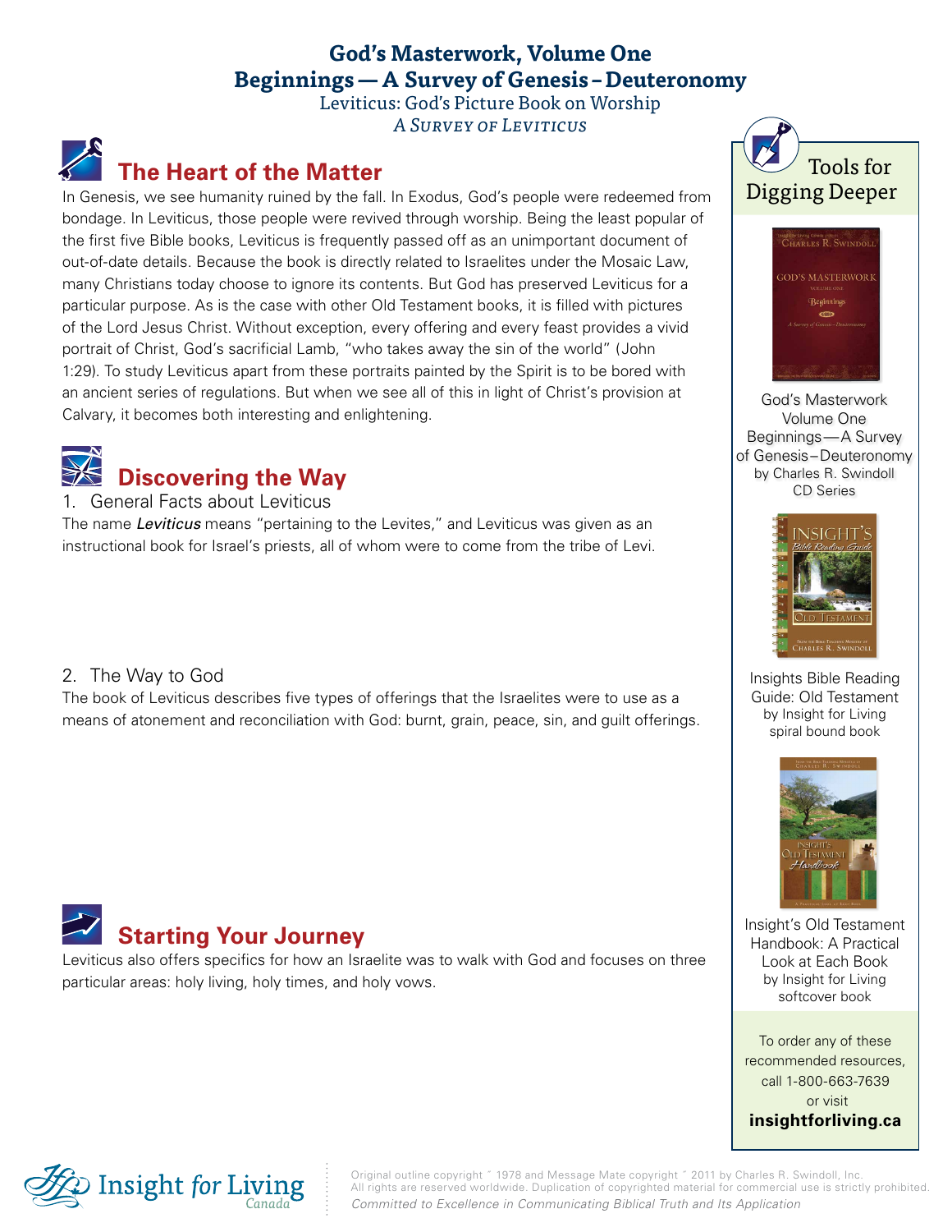**God's Masterwork, Volume One**
**Beginnings — A Survey of Genesis–Deuteronomy**

Leviticus: God's Picture Book on Worship

*A Survey of Leviticus*

## The Heart of the Matter

In Genesis, we see humanity ruined by the fall. In Exodus, God's people were redeemed from bondage. In Leviticus, those people were revived through worship. Being the least popular of the first five Bible books, Leviticus is frequently passed off as an unimportant document of out-of-date details. Because the book is directly related to Israelites under the Mosaic Law, many Christians today choose to ignore its contents. But God has preserved Leviticus for a particular purpose. As is the case with other Old Testament books, it is filled with pictures of the Lord Jesus Christ. Without exception, every offering and every feast provides a vivid portrait of Christ, God's sacrificial Lamb, "who takes away the sin of the world" (John 1:29). To study Leviticus apart from these portraits painted by the Spirit is to be bored with an ancient series of regulations. But when we see all of this in light of Christ's provision at Calvary, it becomes both interesting and enlightening.

## Discovering the Way

1. General Facts about Leviticus

The name ***Leviticus*** means "pertaining to the Levites," and Leviticus was given as an instructional book for Israel's priests, all of whom were to come from the tribe of Levi.

2. The Way to God

The book of Leviticus describes five types of offerings that the Israelites were to use as a means of atonement and reconciliation with God: burnt, grain, peace, sin, and guilt offerings.

## Starting Your Journey

Leviticus also offers specifics for how an Israelite was to walk with God and focuses on three particular areas: holy living, holy times, and holy vows.

### Tools for Digging Deeper

God's Masterwork Volume One Beginnings — A Survey of Genesis–Deuteronomy
by Charles R. Swindoll
CD Series

Insights Bible Reading Guide: Old Testament
by Insight for Living
spiral bound book

Insight's Old Testament Handbook: A Practical Look at Each Book
by Insight for Living
softcover book

To order any of these recommended resources, call 1-800-663-7639 or visit **insightforliving.ca**

Insight for Living Canada

Original outline copyright © 1978 and Message Mate copyright © 2011 by Charles R. Swindoll, Inc.
All rights are reserved worldwide. Duplication of copyrighted material for commercial use is strictly prohibited.

*Committed to Excellence in Communicating Biblical Truth and Its Application*